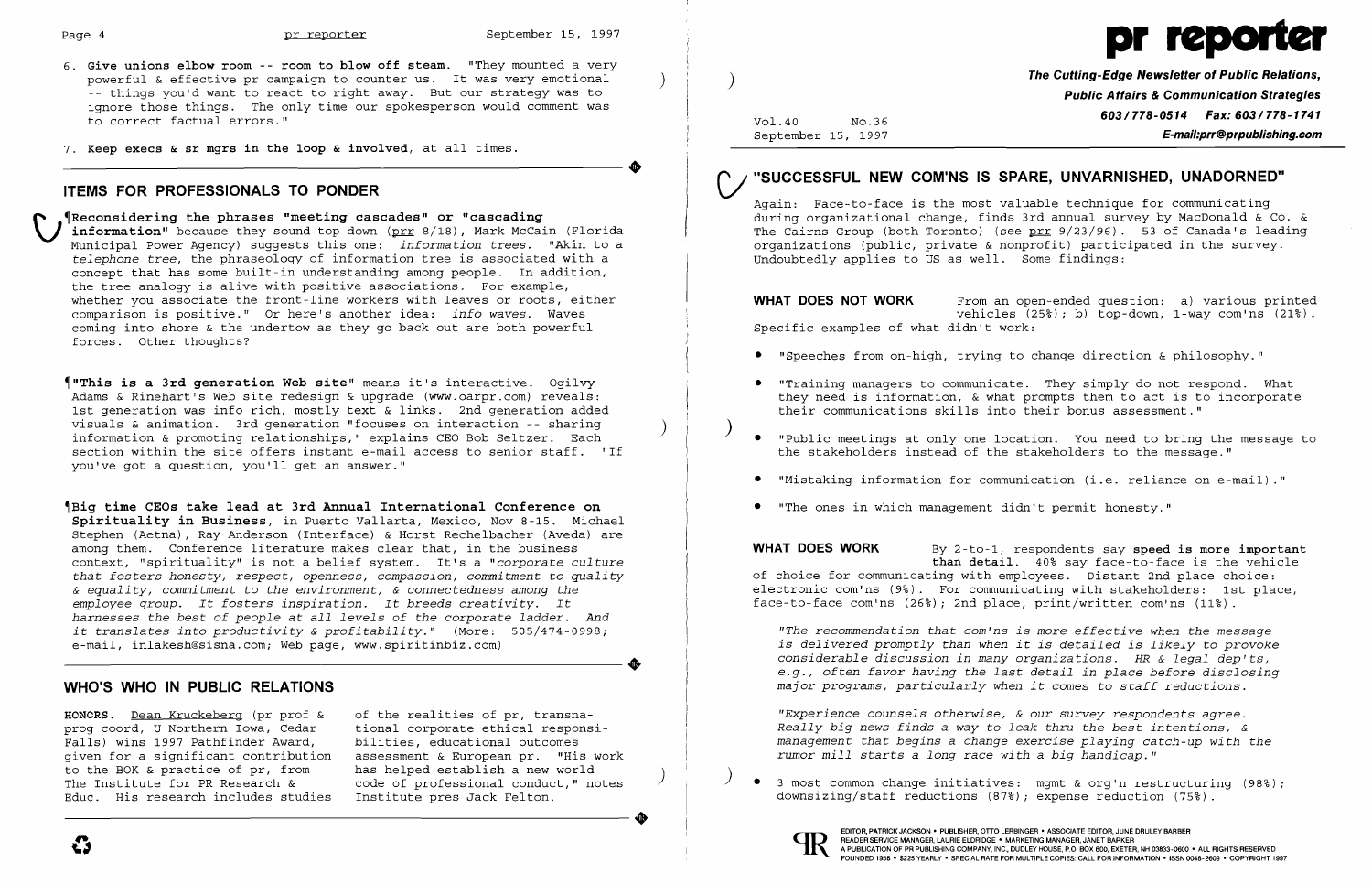6. **Give unions elbow room -- room to blow off steam.** "They mounted a very powerful & effective pr campaign to counter us. It was very emotional -- things you'd want to react to right away. But our strategy was to ignore those things. The only time our spokesperson would comment was to correct factual errors."

7. **Keep execs & sr mgrs in the loop & involved**, at all times.

## ITEMS FOR PROFESSIONALS TO PONDER

¶**Reconsidering the phrases "meeting cascades" or "cascading information"** because they sound top down (prr 8/18), Mark McCain (Florida Municipal Power Agency) suggests this one: *information trees*. "Akin to a *telephone tree*, the phraseology of information tree is associated with a concept that has some built-in understanding among people. In addition, the tree analogy is alive with positive associations. For example, whether you associate the front-line workers with leaves or roots, either comparison is positive." Or here's another idea: *info waves*. Waves coming into shore & the undertow as they go back out are both powerful forces. Other thoughts?

¶**"This is a 3rd generation Web site"** means it's interactive. Ogilvy Adams & Rinehart's Web site redesign & upgrade (www.oarpr.com) reveals: 1st generation was info rich, mostly text & links. 2nd generation added visuals & animation. 3rd generation "focuses on interaction -- sharing information & promoting relationships," explains CEO Bob Seltzer. Each section within the site offers instant e-mail access to senior staff. "If you've got a question, you'll get an answer."

¶**Big time CEOs take lead at 3rd Annual International Conference on Spirituality in Business**, in Puerto Vallarta, Mexico, Nov 8-15. Michael Stephen (Aetna), Ray Anderson (Interface) & Horst Rechelbacher (Aveda) are among them. Conference literature makes clear that, in the business context, "spirituality" is not a belief system. It's a "*corporate culture that fosters honesty, respect, openness, compassion, commitment to quality & equality, commitment to the environment, & connectedness among the employee group. It fosters inspiration. It breeds creativity. It harnesses the best of people at all levels of the corporate ladder. And it translates into productivity & profitability.*" (More: 505/474-0998; e-mail, inlakesh@sisna.com; Web page, www.spiritinbiz.com)

## WHO'S WHO IN PUBLIC RELATIONS

**HONORS.** Dean Kruckeberg (pr prof & prog coord, U Northern Iowa, Cedar Falls) wins 1997 Pathfinder Award, given for a significant contribution to the BOK & practice of pr, from The Institute for PR Research & Educ. His research includes studies of the realities of pr, transnational corporate ethical responsibilities, educational outcomes assessment & European pr. "His work has helped establish a new world code of professional conduct," notes Institute pres Jack Felton.

# pr reporter

**The Cutting-Edge Newsletter of Public Relations, Public Affairs & Communication Strategies**
**603/778-0514 Fax: 603/778-1741**
**E-mail:prr@prpublishing.com**

Vol.40 No.36
September 15, 1997

## "SUCCESSFUL NEW COM'NS IS SPARE, UNVARNISHED, UNADORNED"

Again: Face-to-face is the most valuable technique for communicating during organizational change, finds 3rd annual survey by MacDonald & Co. & The Cairns Group (both Toronto) (see prr 9/23/96). 53 of Canada's leading organizations (public, private & nonprofit) participated in the survey. Undoubtedly applies to US as well. Some findings:

**WHAT DOES NOT WORK** From an open-ended question: a) various printed vehicles (25%); b) top-down, 1-way com'ns (21%). Specific examples of what didn't work:

- "Speeches from on-high, trying to change direction & philosophy."
- "Training managers to communicate. They simply do not respond. What they need is information, & what prompts them to act is to incorporate their communications skills into their bonus assessment."
- "Public meetings at only one location. You need to bring the message to the stakeholders instead of the stakeholders to the message."
- "Mistaking information for communication (i.e. reliance on e-mail)."
- "The ones in which management didn't permit honesty."

**WHAT DOES WORK** By 2-to-1, respondents say **speed is more important than detail.** 40% say face-to-face is the vehicle of choice for communicating with employees. Distant 2nd place choice: electronic com'ns (9%). For communicating with stakeholders: 1st place, face-to-face com'ns (26%); 2nd place, print/written com'ns (11%).

*"The recommendation that com'ns is more effective when the message is delivered promptly than when it is detailed is likely to provoke considerable discussion in many organizations. HR & legal dep'ts, e.g., often favor having the last detail in place before disclosing major programs, particularly when it comes to staff reductions.*

*"Experience counsels otherwise, & our survey respondents agree. Really big news finds a way to leak thru the best intentions, & management that begins a change exercise playing catch-up with the rumor mill starts a long race with a big handicap."*

- 3 most common change initiatives: mgmt & org'n restructuring (98%); downsizing/staff reductions (87%); expense reduction (75%).

EDITOR, PATRICK JACKSON • PUBLISHER, OTTO LERBINGER • ASSOCIATE EDITOR, JUNE DRULEY BARBER
READER SERVICE MANAGER, LAURIE ELDRIDGE • MARKETING MANAGER, JANET BARKER
A PUBLICATION OF PR PUBLISHING COMPANY, INC., DUDLEY HOUSE, P.O. BOX 600, EXETER, NH 03833-0600 • ALL RIGHTS RESERVED
FOUNDED 1958 • $225 YEARLY • SPECIAL RATE FOR MULTIPLE COPIES: CALL FOR INFORMATION • ISSN 0048-2609 • COPYRIGHT 1997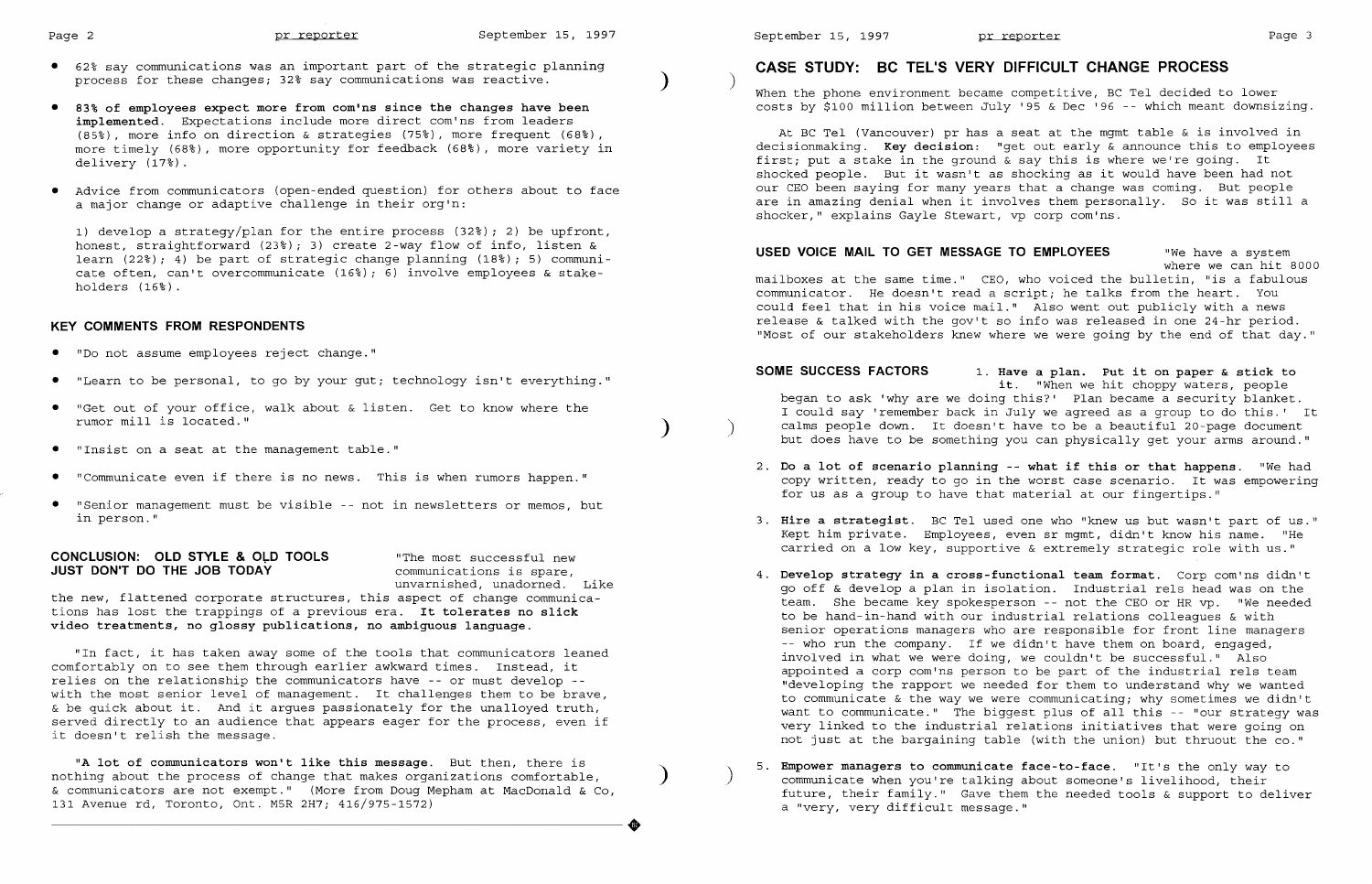- 62% say communications was an important part of the strategic planning process for these changes; 32% say communications was reactive.
- **83% of employees expect more from com'ns since the changes have been implemented.** Expectations include more direct com'ns from leaders (85%), more info on direction & strategies (75%), more frequent (68%), more timely (68%), more opportunity for feedback (68%), more variety in delivery (17%).
- Advice from communicators (open-ended question) for others about to face a major change or adaptive challenge in their org'n:

  1) develop a strategy/plan for the entire process (32%); 2) be upfront, honest, straightforward (23%); 3) create 2-way flow of info, listen & learn (22%); 4) be part of strategic change planning (18%); 5) communicate often, can't overcommunicate (16%); 6) involve employees & stakeholders (16%).

### KEY COMMENTS FROM RESPONDENTS

- "Do not assume employees reject change."
- "Learn to be personal, to go by your gut; technology isn't everything."
- "Get out of your office, walk about & listen. Get to know where the rumor mill is located."
- "Insist on a seat at the management table."
- "Communicate even if there is no news. This is when rumors happen."
- "Senior management must be visible -- not in newsletters or memos, but in person."

### CONCLUSION: OLD STYLE & OLD TOOLS JUST DON'T DO THE JOB TODAY

"The most successful new communications is spare, unvarnished, unadorned. Like the new, flattened corporate structures, this aspect of change communications has lost the trappings of a previous era. **It tolerates no slick video treatments, no glossy publications, no ambiguous language.**

"In fact, it has taken away some of the tools that communicators leaned comfortably on to see them through earlier awkward times. Instead, it relies on the relationship the communicators have -- or must develop -- with the most senior level of management. It challenges them to be brave, & be quick about it. And it argues passionately for the unalloyed truth, served directly to an audience that appears eager for the process, even if it doesn't relish the message.

"**A lot of communicators won't like this message.** But then, there is nothing about the process of change that makes organizations comfortable, & communicators are not exempt." (More from Doug Mepham at MacDonald & Co, 131 Avenue rd, Toronto, Ont. M5R 2H7; 416/975-1572)

## CASE STUDY: BC TEL'S VERY DIFFICULT CHANGE PROCESS

When the phone environment became competitive, BC Tel decided to lower costs by $100 million between July '95 & Dec '96 -- which meant downsizing.

At BC Tel (Vancouver) pr has a seat at the mgmt table & is involved in decisionmaking. **Key decision**: "get out early & announce this to employees first; put a stake in the ground & say this is where we're going. It shocked people. But it wasn't as shocking as it would have been had not our CEO been saying for many years that a change was coming. But people are in amazing denial when it involves them personally. So it was still a shocker," explains Gayle Stewart, vp corp com'ns.

### USED VOICE MAIL TO GET MESSAGE TO EMPLOYEES

"We have a system where we can hit 8000 mailboxes at the same time." CEO, who voiced the bulletin, "is a fabulous communicator. He doesn't read a script; he talks from the heart. You could feel that in his voice mail." Also went out publicly with a news release & talked with the gov't so info was released in one 24-hr period. "Most of our stakeholders knew where we were going by the end of that day."

### SOME SUCCESS FACTORS

1. **Have a plan. Put it on paper & stick to it.** "When we hit choppy waters, people began to ask 'why are we doing this?' Plan became a security blanket. I could say 'remember back in July we agreed as a group to do this.' It calms people down. It doesn't have to be a beautiful 20-page document but does have to be something you can physically get your arms around."
2. **Do a lot of scenario planning -- what if this or that happens.** "We had copy written, ready to go in the worst case scenario. It was empowering for us as a group to have that material at our fingertips."
3. **Hire a strategist.** BC Tel used one who "knew us but wasn't part of us." Kept him private. Employees, even sr mgmt, didn't know his name. "He carried on a low key, supportive & extremely strategic role with us."
4. **Develop strategy in a cross-functional team format.** Corp com'ns didn't go off & develop a plan in isolation. Industrial rels head was on the team. She became key spokesperson -- not the CEO or HR vp. "We needed to be hand-in-hand with our industrial relations colleagues & with senior operations managers who are responsible for front line managers -- who run the company. If we didn't have them on board, engaged, involved in what we were doing, we couldn't be successful." Also appointed a corp com'ns person to be part of the industrial rels team "developing the rapport we needed for them to understand why we wanted to communicate & the way we were communicating; why sometimes we didn't want to communicate." The biggest plus of all this -- "our strategy was very linked to the industrial relations initiatives that were going on not just at the bargaining table (with the union) but thruout the co."
5. **Empower managers to communicate face-to-face.** "It's the only way to communicate when you're talking about someone's livelihood, their future, their family." Gave them the needed tools & support to deliver a "very, very difficult message."